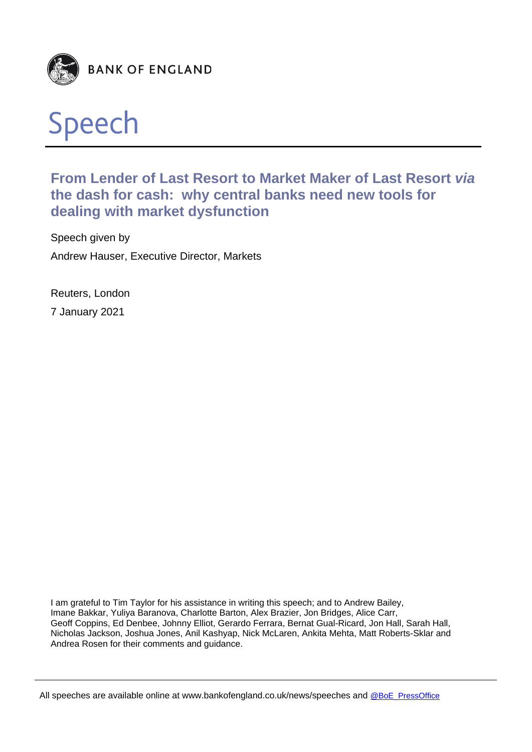BANK OF ENGLAND

# Speech

## From Lender of Last Resort to Market Maker of Last Resort *via* the dash for cash: why central banks need new tools for dealing with market dysfunction

Speech given by

Andrew Hauser, Executive Director, Markets

Reuters, London

7 January 2021

I am grateful to Tim Taylor for his assistance in writing this speech; and to Andrew Bailey, Imane Bakkar, Yuliya Baranova, Charlotte Barton, Alex Brazier, Jon Bridges, Alice Carr, Geoff Coppins, Ed Denbee, Johnny Elliot, Gerardo Ferrara, Bernat Gual-Ricard, Jon Hall, Sarah Hall, Nicholas Jackson, Joshua Jones, Anil Kashyap, Nick McLaren, Ankita Mehta, Matt Roberts-Sklar and Andrea Rosen for their comments and guidance.

All speeches are available online at www.bankofengland.co.uk/news/speeches and @BoE_PressOffice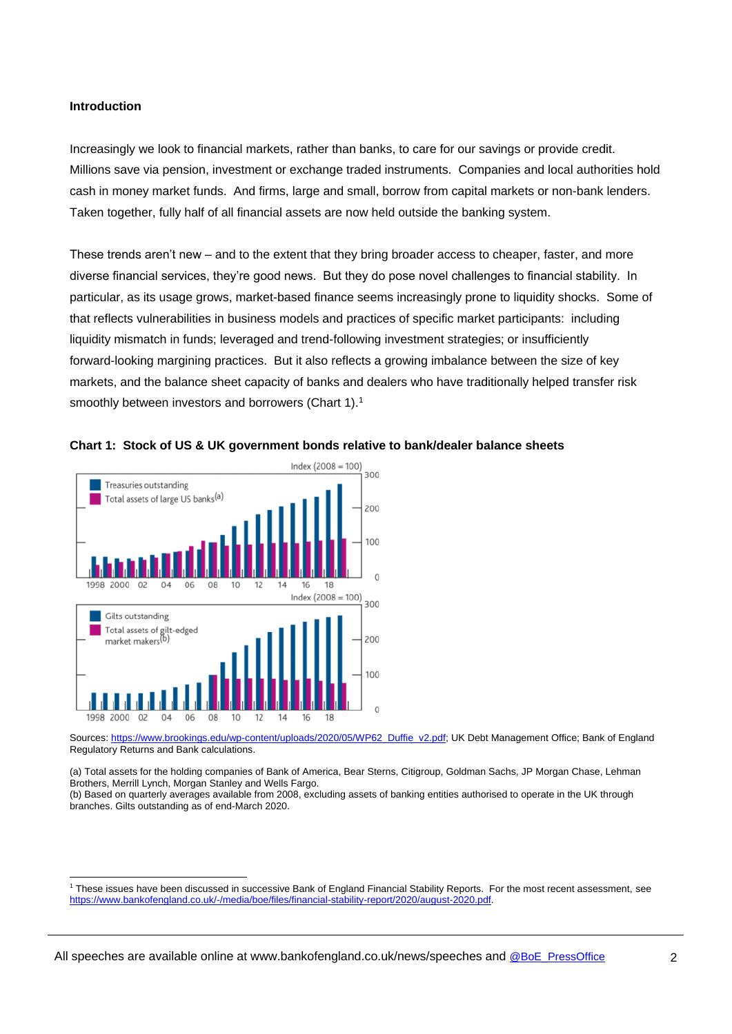**Introduction**

Increasingly we look to financial markets, rather than banks, to care for our savings or provide credit. Millions save via pension, investment or exchange traded instruments. Companies and local authorities hold cash in money market funds. And firms, large and small, borrow from capital markets or non-bank lenders. Taken together, fully half of all financial assets are now held outside the banking system.

These trends aren't new – and to the extent that they bring broader access to cheaper, faster, and more diverse financial services, they're good news. But they do pose novel challenges to financial stability. In particular, as its usage grows, market-based finance seems increasingly prone to liquidity shocks. Some of that reflects vulnerabilities in business models and practices of specific market participants: including liquidity mismatch in funds; leveraged and trend-following investment strategies; or insufficiently forward-looking margining practices. But it also reflects a growing imbalance between the size of key markets, and the balance sheet capacity of banks and dealers who have traditionally helped transfer risk smoothly between investors and borrowers (Chart 1).[1]

**Chart 1: Stock of US & UK government bonds relative to bank/dealer balance sheets**

Sources: https://www.brookings.edu/wp-content/uploads/2020/05/WP62_Duffie_v2.pdf; UK Debt Management Office; Bank of England Regulatory Returns and Bank calculations.

(a) Total assets for the holding companies of Bank of America, Bear Sterns, Citigroup, Goldman Sachs, JP Morgan Chase, Lehman Brothers, Merrill Lynch, Morgan Stanley and Wells Fargo.
(b) Based on quarterly averages available from 2008, excluding assets of banking entities authorised to operate in the UK through branches. Gilts outstanding as of end-March 2020.

[1] These issues have been discussed in successive Bank of England Financial Stability Reports. For the most recent assessment, see https://www.bankofengland.co.uk/-/media/boe/files/financial-stability-report/2020/august-2020.pdf.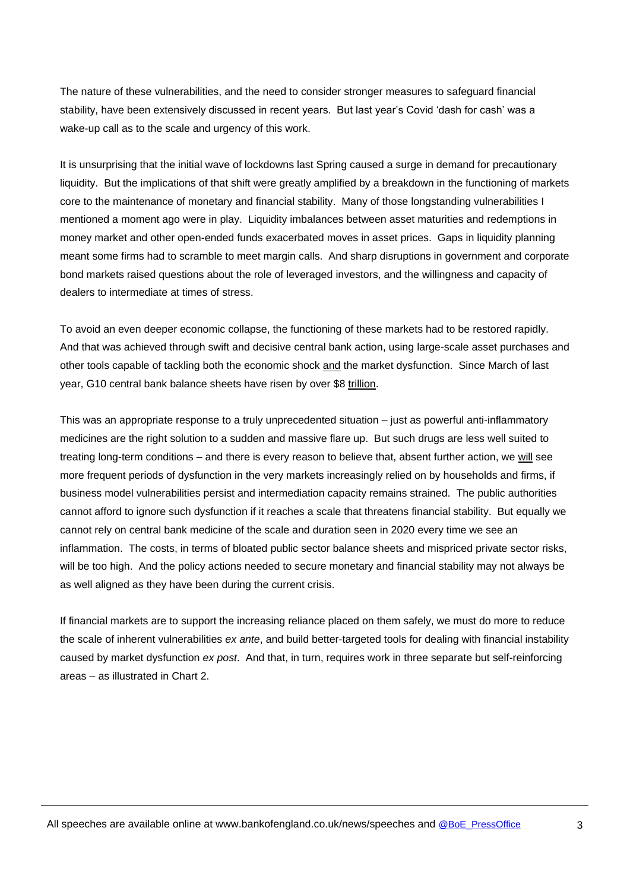The nature of these vulnerabilities, and the need to consider stronger measures to safeguard financial stability, have been extensively discussed in recent years. But last year's Covid 'dash for cash' was a wake-up call as to the scale and urgency of this work.

It is unsurprising that the initial wave of lockdowns last Spring caused a surge in demand for precautionary liquidity. But the implications of that shift were greatly amplified by a breakdown in the functioning of markets core to the maintenance of monetary and financial stability. Many of those longstanding vulnerabilities I mentioned a moment ago were in play. Liquidity imbalances between asset maturities and redemptions in money market and other open-ended funds exacerbated moves in asset prices. Gaps in liquidity planning meant some firms had to scramble to meet margin calls. And sharp disruptions in government and corporate bond markets raised questions about the role of leveraged investors, and the willingness and capacity of dealers to intermediate at times of stress.

To avoid an even deeper economic collapse, the functioning of these markets had to be restored rapidly. And that was achieved through swift and decisive central bank action, using large-scale asset purchases and other tools capable of tackling both the economic shock and the market dysfunction. Since March of last year, G10 central bank balance sheets have risen by over $8 trillion.

This was an appropriate response to a truly unprecedented situation – just as powerful anti-inflammatory medicines are the right solution to a sudden and massive flare up. But such drugs are less well suited to treating long-term conditions – and there is every reason to believe that, absent further action, we will see more frequent periods of dysfunction in the very markets increasingly relied on by households and firms, if business model vulnerabilities persist and intermediation capacity remains strained. The public authorities cannot afford to ignore such dysfunction if it reaches a scale that threatens financial stability. But equally we cannot rely on central bank medicine of the scale and duration seen in 2020 every time we see an inflammation. The costs, in terms of bloated public sector balance sheets and mispriced private sector risks, will be too high. And the policy actions needed to secure monetary and financial stability may not always be as well aligned as they have been during the current crisis.

If financial markets are to support the increasing reliance placed on them safely, we must do more to reduce the scale of inherent vulnerabilities *ex ante*, and build better-targeted tools for dealing with financial instability caused by market dysfunction *ex post*. And that, in turn, requires work in three separate but self-reinforcing areas – as illustrated in Chart 2.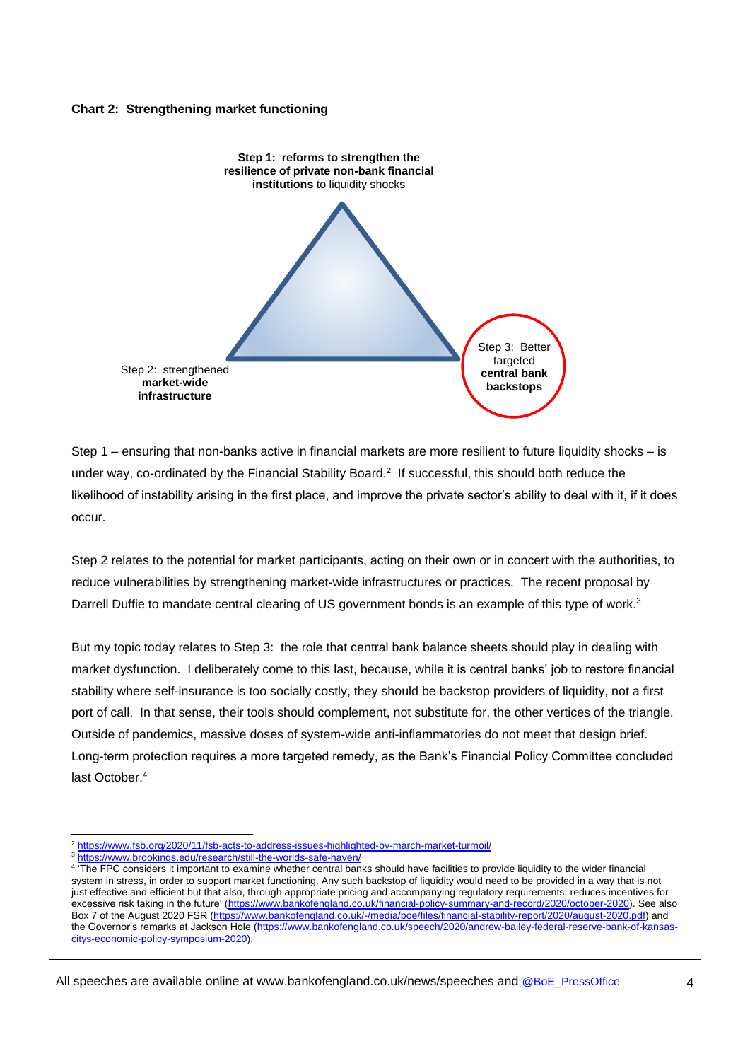**Chart 2: Strengthening market functioning**

**Step 1: reforms to strengthen the resilience of private non-bank financial institutions** to liquidity shocks

Step 2: strengthened **market-wide infrastructure**

Step 3: Better targeted **central bank backstops**

Step 1 – ensuring that non-banks active in financial markets are more resilient to future liquidity shocks – is under way, co-ordinated by the Financial Stability Board.[2] If successful, this should both reduce the likelihood of instability arising in the first place, and improve the private sector's ability to deal with it, if it does occur.

Step 2 relates to the potential for market participants, acting on their own or in concert with the authorities, to reduce vulnerabilities by strengthening market-wide infrastructures or practices. The recent proposal by Darrell Duffie to mandate central clearing of US government bonds is an example of this type of work.[3]

But my topic today relates to Step 3: the role that central bank balance sheets should play in dealing with market dysfunction. I deliberately come to this last, because, while it is central banks' job to restore financial stability where self-insurance is too socially costly, they should be backstop providers of liquidity, not a first port of call. In that sense, their tools should complement, not substitute for, the other vertices of the triangle. Outside of pandemics, massive doses of system-wide anti-inflammatories do not meet that design brief. Long-term protection requires a more targeted remedy, as the Bank's Financial Policy Committee concluded last October.[4]

---

[2] https://www.fsb.org/2020/11/fsb-acts-to-address-issues-highlighted-by-march-market-turmoil/

[3] https://www.brookings.edu/research/still-the-worlds-safe-haven/

[4] 'The FPC considers it important to examine whether central banks should have facilities to provide liquidity to the wider financial system in stress, in order to support market functioning. Any such backstop of liquidity would need to be provided in a way that is not just effective and efficient but that also, through appropriate pricing and accompanying regulatory requirements, reduces incentives for excessive risk taking in the future' (https://www.bankofengland.co.uk/financial-policy-summary-and-record/2020/october-2020). See also Box 7 of the August 2020 FSR (https://www.bankofengland.co.uk/-/media/boe/files/financial-stability-report/2020/august-2020.pdf) and the Governor's remarks at Jackson Hole (https://www.bankofengland.co.uk/speech/2020/andrew-bailey-federal-reserve-bank-of-kansas-citys-economic-policy-symposium-2020).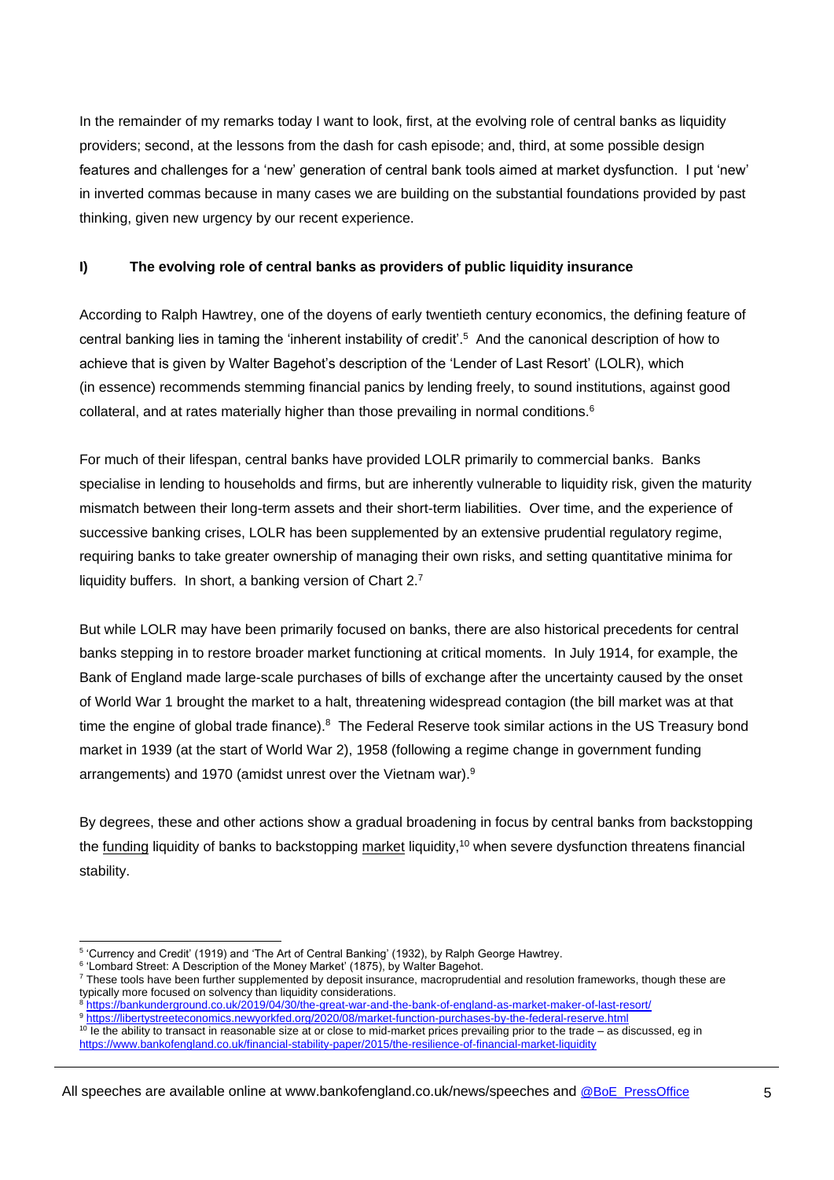In the remainder of my remarks today I want to look, first, at the evolving role of central banks as liquidity providers; second, at the lessons from the dash for cash episode; and, third, at some possible design features and challenges for a 'new' generation of central bank tools aimed at market dysfunction. I put 'new' in inverted commas because in many cases we are building on the substantial foundations provided by past thinking, given new urgency by our recent experience.

## I) The evolving role of central banks as providers of public liquidity insurance

According to Ralph Hawtrey, one of the doyens of early twentieth century economics, the defining feature of central banking lies in taming the 'inherent instability of credit'.[5] And the canonical description of how to achieve that is given by Walter Bagehot's description of the 'Lender of Last Resort' (LOLR), which (in essence) recommends stemming financial panics by lending freely, to sound institutions, against good collateral, and at rates materially higher than those prevailing in normal conditions.[6]

For much of their lifespan, central banks have provided LOLR primarily to commercial banks. Banks specialise in lending to households and firms, but are inherently vulnerable to liquidity risk, given the maturity mismatch between their long-term assets and their short-term liabilities. Over time, and the experience of successive banking crises, LOLR has been supplemented by an extensive prudential regulatory regime, requiring banks to take greater ownership of managing their own risks, and setting quantitative minima for liquidity buffers. In short, a banking version of Chart 2.[7]

But while LOLR may have been primarily focused on banks, there are also historical precedents for central banks stepping in to restore broader market functioning at critical moments. In July 1914, for example, the Bank of England made large-scale purchases of bills of exchange after the uncertainty caused by the onset of World War 1 brought the market to a halt, threatening widespread contagion (the bill market was at that time the engine of global trade finance).[8] The Federal Reserve took similar actions in the US Treasury bond market in 1939 (at the start of World War 2), 1958 (following a regime change in government funding arrangements) and 1970 (amidst unrest over the Vietnam war).[9]

By degrees, these and other actions show a gradual broadening in focus by central banks from backstopping the funding liquidity of banks to backstopping market liquidity,[10] when severe dysfunction threatens financial stability.

---

[5] 'Currency and Credit' (1919) and 'The Art of Central Banking' (1932), by Ralph George Hawtrey.

[6] 'Lombard Street: A Description of the Money Market' (1875), by Walter Bagehot.

[7] These tools have been further supplemented by deposit insurance, macroprudential and resolution frameworks, though these are typically more focused on solvency than liquidity considerations.

[8] https://bankunderground.co.uk/2019/04/30/the-great-war-and-the-bank-of-england-as-market-maker-of-last-resort/

[9] https://libertystreeteconomics.newyorkfed.org/2020/08/market-function-purchases-by-the-federal-reserve.html

[10] Ie the ability to transact in reasonable size at or close to mid-market prices prevailing prior to the trade – as discussed, eg in https://www.bankofengland.co.uk/financial-stability-paper/2015/the-resilience-of-financial-market-liquidity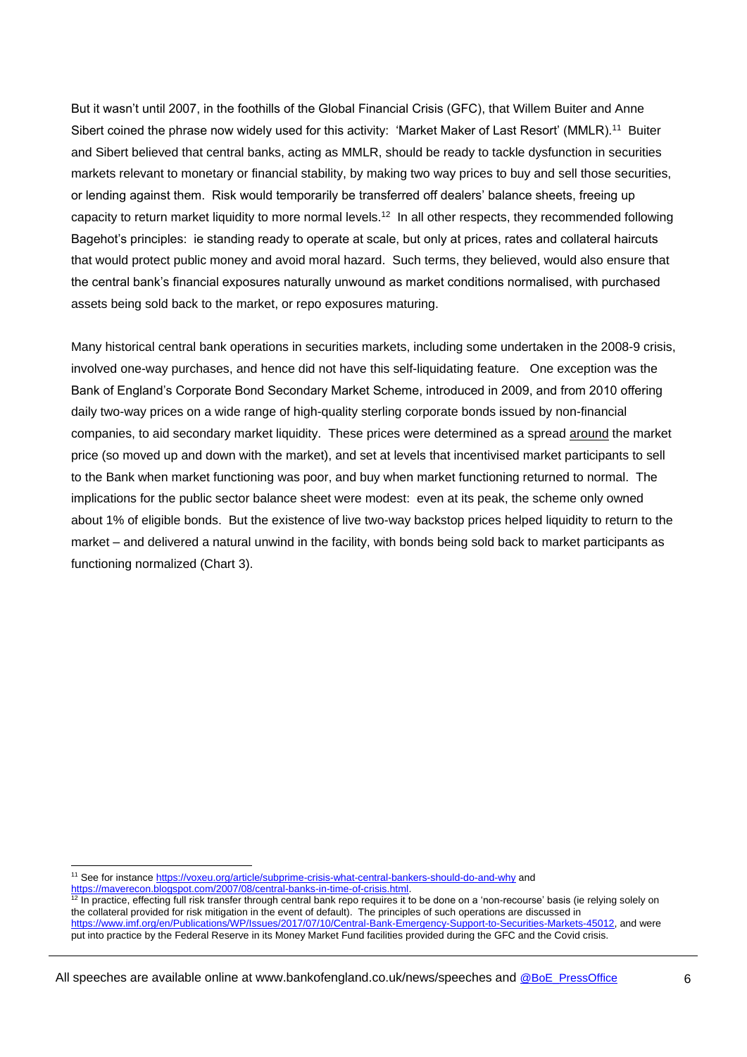But it wasn't until 2007, in the foothills of the Global Financial Crisis (GFC), that Willem Buiter and Anne Sibert coined the phrase now widely used for this activity: 'Market Maker of Last Resort' (MMLR).[11] Buiter and Sibert believed that central banks, acting as MMLR, should be ready to tackle dysfunction in securities markets relevant to monetary or financial stability, by making two way prices to buy and sell those securities, or lending against them. Risk would temporarily be transferred off dealers' balance sheets, freeing up capacity to return market liquidity to more normal levels.[12] In all other respects, they recommended following Bagehot's principles: ie standing ready to operate at scale, but only at prices, rates and collateral haircuts that would protect public money and avoid moral hazard. Such terms, they believed, would also ensure that the central bank's financial exposures naturally unwound as market conditions normalised, with purchased assets being sold back to the market, or repo exposures maturing.

Many historical central bank operations in securities markets, including some undertaken in the 2008-9 crisis, involved one-way purchases, and hence did not have this self-liquidating feature. One exception was the Bank of England's Corporate Bond Secondary Market Scheme, introduced in 2009, and from 2010 offering daily two-way prices on a wide range of high-quality sterling corporate bonds issued by non-financial companies, to aid secondary market liquidity. These prices were determined as a spread <u>around</u> the market price (so moved up and down with the market), and set at levels that incentivised market participants to sell to the Bank when market functioning was poor, and buy when market functioning returned to normal. The implications for the public sector balance sheet were modest: even at its peak, the scheme only owned about 1% of eligible bonds. But the existence of live two-way backstop prices helped liquidity to return to the market – and delivered a natural unwind in the facility, with bonds being sold back to market participants as functioning normalized (Chart 3).

---

[11] See for instance https://voxeu.org/article/subprime-crisis-what-central-bankers-should-do-and-why and https://maverecon.blogspot.com/2007/08/central-banks-in-time-of-crisis.html.

[12] In practice, effecting full risk transfer through central bank repo requires it to be done on a 'non-recourse' basis (ie relying solely on the collateral provided for risk mitigation in the event of default). The principles of such operations are discussed in https://www.imf.org/en/Publications/WP/Issues/2017/07/10/Central-Bank-Emergency-Support-to-Securities-Markets-45012, and were put into practice by the Federal Reserve in its Money Market Fund facilities provided during the GFC and the Covid crisis.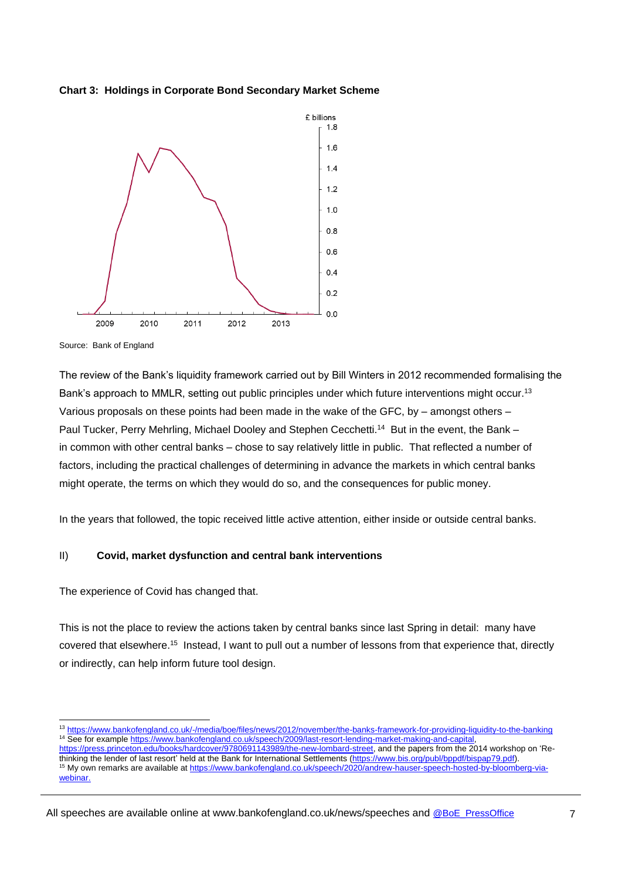**Chart 3: Holdings in Corporate Bond Secondary Market Scheme**

Source: Bank of England

The review of the Bank's liquidity framework carried out by Bill Winters in 2012 recommended formalising the Bank's approach to MMLR, setting out public principles under which future interventions might occur.[13] Various proposals on these points had been made in the wake of the GFC, by – amongst others – Paul Tucker, Perry Mehrling, Michael Dooley and Stephen Cecchetti.[14] But in the event, the Bank – in common with other central banks – chose to say relatively little in public. That reflected a number of factors, including the practical challenges of determining in advance the markets in which central banks might operate, the terms on which they would do so, and the consequences for public money.

In the years that followed, the topic received little active attention, either inside or outside central banks.

## II) Covid, market dysfunction and central bank interventions

The experience of Covid has changed that.

This is not the place to review the actions taken by central banks since last Spring in detail: many have covered that elsewhere.[15] Instead, I want to pull out a number of lessons from that experience that, directly or indirectly, can help inform future tool design.

---

[13] https://www.bankofengland.co.uk/-/media/boe/files/news/2012/november/the-banks-framework-for-providing-liquidity-to-the-banking

[14] See for example https://www.bankofengland.co.uk/speech/2009/last-resort-lending-market-making-and-capital, https://press.princeton.edu/books/hardcover/9780691143989/the-new-lombard-street, and the papers from the 2014 workshop on 'Re-thinking the lender of last resort' held at the Bank for International Settlements (https://www.bis.org/publ/bppdf/bispap79.pdf).

[15] My own remarks are available at https://www.bankofengland.co.uk/speech/2020/andrew-hauser-speech-hosted-by-bloomberg-via-webinar.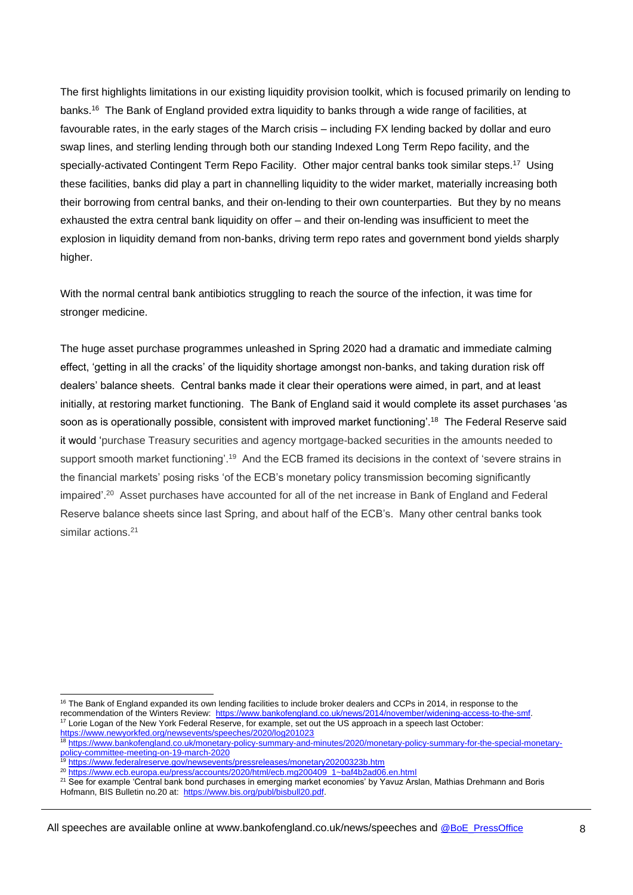The first highlights limitations in our existing liquidity provision toolkit, which is focused primarily on lending to banks.[16] The Bank of England provided extra liquidity to banks through a wide range of facilities, at favourable rates, in the early stages of the March crisis – including FX lending backed by dollar and euro swap lines, and sterling lending through both our standing Indexed Long Term Repo facility, and the specially-activated Contingent Term Repo Facility. Other major central banks took similar steps.[17] Using these facilities, banks did play a part in channelling liquidity to the wider market, materially increasing both their borrowing from central banks, and their on-lending to their own counterparties. But they by no means exhausted the extra central bank liquidity on offer – and their on-lending was insufficient to meet the explosion in liquidity demand from non-banks, driving term repo rates and government bond yields sharply higher.

With the normal central bank antibiotics struggling to reach the source of the infection, it was time for stronger medicine.

The huge asset purchase programmes unleashed in Spring 2020 had a dramatic and immediate calming effect, 'getting in all the cracks' of the liquidity shortage amongst non-banks, and taking duration risk off dealers' balance sheets. Central banks made it clear their operations were aimed, in part, and at least initially, at restoring market functioning. The Bank of England said it would complete its asset purchases 'as soon as is operationally possible, consistent with improved market functioning'.[18] The Federal Reserve said it would 'purchase Treasury securities and agency mortgage-backed securities in the amounts needed to support smooth market functioning'.[19] And the ECB framed its decisions in the context of 'severe strains in the financial markets' posing risks 'of the ECB's monetary policy transmission becoming significantly impaired'.[20] Asset purchases have accounted for all of the net increase in Bank of England and Federal Reserve balance sheets since last Spring, and about half of the ECB's. Many other central banks took similar actions.[21]

---

[16] The Bank of England expanded its own lending facilities to include broker dealers and CCPs in 2014, in response to the recommendation of the Winters Review: https://www.bankofengland.co.uk/news/2014/november/widening-access-to-the-smf.

[17] Lorie Logan of the New York Federal Reserve, for example, set out the US approach in a speech last October: https://www.newyorkfed.org/newsevents/speeches/2020/log201023

[18] https://www.bankofengland.co.uk/monetary-policy-summary-and-minutes/2020/monetary-policy-summary-for-the-special-monetary-policy-committee-meeting-on-19-march-2020

[19] https://www.federalreserve.gov/newsevents/pressreleases/monetary20200323b.htm

[20] https://www.ecb.europa.eu/press/accounts/2020/html/ecb.mg200409_1~baf4b2ad06.en.html

[21] See for example 'Central bank bond purchases in emerging market economies' by Yavuz Arslan, Mathias Drehmann and Boris Hofmann, BIS Bulletin no.20 at: https://www.bis.org/publ/bisbull20.pdf.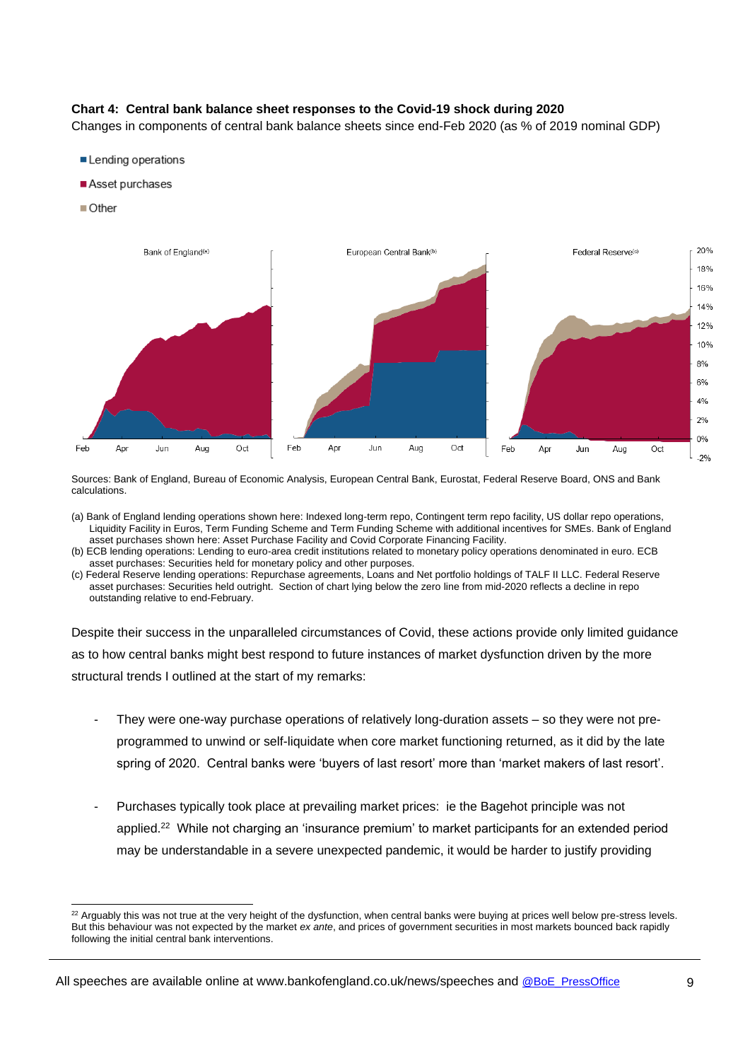**Chart 4: Central bank balance sheet responses to the Covid-19 shock during 2020**

Changes in components of central bank balance sheets since end-Feb 2020 (as % of 2019 nominal GDP)

Sources: Bank of England, Bureau of Economic Analysis, European Central Bank, Eurostat, Federal Reserve Board, ONS and Bank calculations.

(a) Bank of England lending operations shown here: Indexed long-term repo, Contingent term repo facility, US dollar repo operations, Liquidity Facility in Euros, Term Funding Scheme and Term Funding Scheme with additional incentives for SMEs. Bank of England asset purchases shown here: Asset Purchase Facility and Covid Corporate Financing Facility.

(b) ECB lending operations: Lending to euro-area credit institutions related to monetary policy operations denominated in euro. ECB asset purchases: Securities held for monetary policy and other purposes.

(c) Federal Reserve lending operations: Repurchase agreements, Loans and Net portfolio holdings of TALF II LLC. Federal Reserve asset purchases: Securities held outright. Section of chart lying below the zero line from mid-2020 reflects a decline in repo outstanding relative to end-February.

Despite their success in the unparalleled circumstances of Covid, these actions provide only limited guidance as to how central banks might best respond to future instances of market dysfunction driven by the more structural trends I outlined at the start of my remarks:

- They were one-way purchase operations of relatively long-duration assets – so they were not pre-programmed to unwind or self-liquidate when core market functioning returned, as it did by the late spring of 2020. Central banks were 'buyers of last resort' more than 'market makers of last resort'.

- Purchases typically took place at prevailing market prices: ie the Bagehot principle was not applied.[22] While not charging an 'insurance premium' to market participants for an extended period may be understandable in a severe unexpected pandemic, it would be harder to justify providing

[22] Arguably this was not true at the very height of the dysfunction, when central banks were buying at prices well below pre-stress levels. But this behaviour was not expected by the market *ex ante*, and prices of government securities in most markets bounced back rapidly following the initial central bank interventions.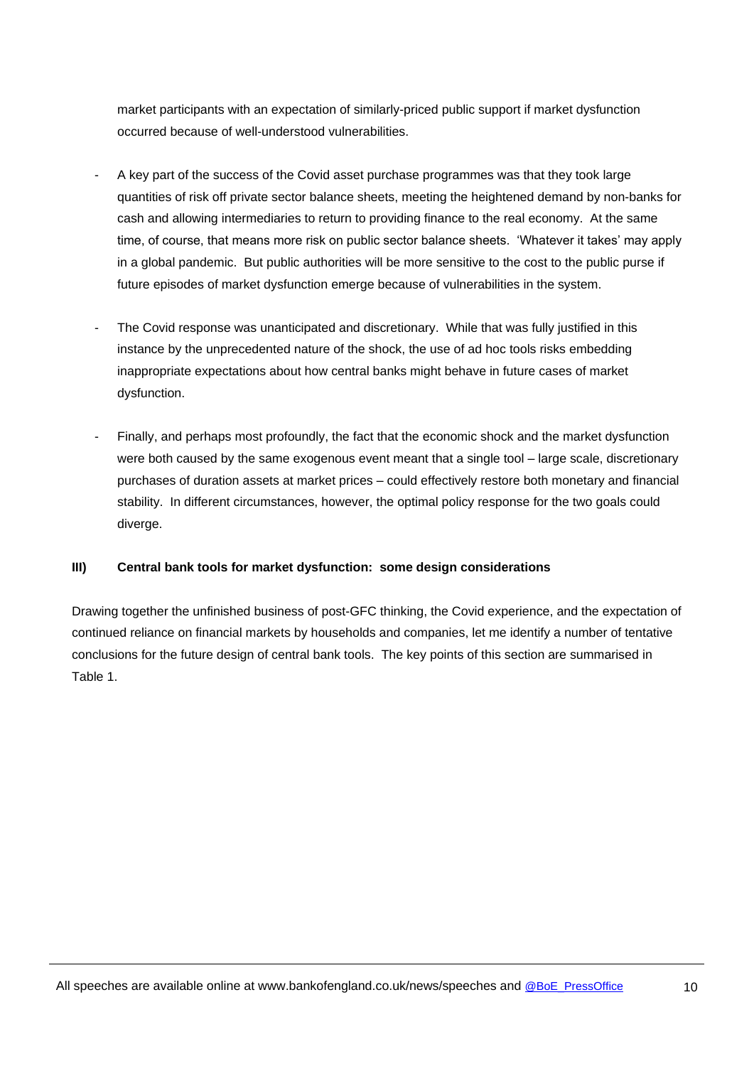market participants with an expectation of similarly-priced public support if market dysfunction occurred because of well-understood vulnerabilities.

- A key part of the success of the Covid asset purchase programmes was that they took large quantities of risk off private sector balance sheets, meeting the heightened demand by non-banks for cash and allowing intermediaries to return to providing finance to the real economy. At the same time, of course, that means more risk on public sector balance sheets. 'Whatever it takes' may apply in a global pandemic. But public authorities will be more sensitive to the cost to the public purse if future episodes of market dysfunction emerge because of vulnerabilities in the system.

- The Covid response was unanticipated and discretionary. While that was fully justified in this instance by the unprecedented nature of the shock, the use of ad hoc tools risks embedding inappropriate expectations about how central banks might behave in future cases of market dysfunction.

- Finally, and perhaps most profoundly, the fact that the economic shock and the market dysfunction were both caused by the same exogenous event meant that a single tool – large scale, discretionary purchases of duration assets at market prices – could effectively restore both monetary and financial stability. In different circumstances, however, the optimal policy response for the two goals could diverge.

## III) Central bank tools for market dysfunction: some design considerations

Drawing together the unfinished business of post-GFC thinking, the Covid experience, and the expectation of continued reliance on financial markets by households and companies, let me identify a number of tentative conclusions for the future design of central bank tools. The key points of this section are summarised in Table 1.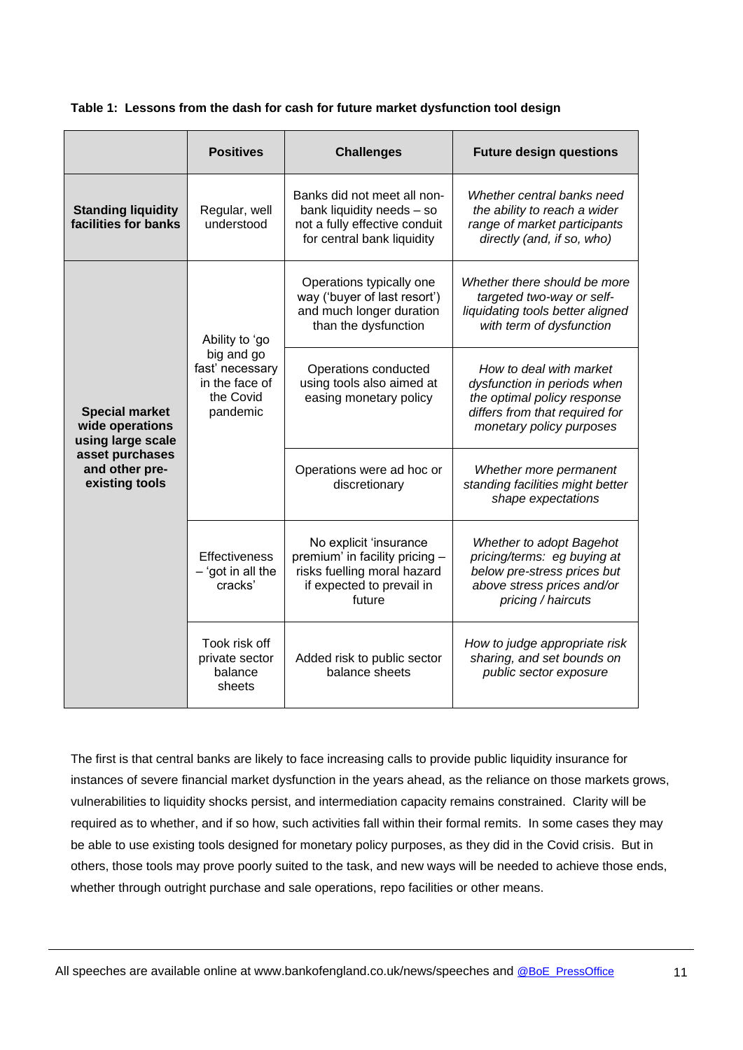**Table 1: Lessons from the dash for cash for future market dysfunction tool design**

| | Positives | Challenges | Future design questions |
|---|---|---|---|
| **Standing liquidity facilities for banks** | Regular, well understood | Banks did not meet all non-bank liquidity needs – so not a fully effective conduit for central bank liquidity | *Whether central banks need the ability to reach a wider range of market participants directly (and, if so, who)* |
| **Special market wide operations using large scale asset purchases and other pre-existing tools** | Ability to 'go big and go fast' necessary in the face of the Covid pandemic | Operations typically one way ('buyer of last resort') and much longer duration than the dysfunction | *Whether there should be more targeted two-way or self-liquidating tools better aligned with term of dysfunction* |
| | | Operations conducted using tools also aimed at easing monetary policy | *How to deal with market dysfunction in periods when the optimal policy response differs from that required for monetary policy purposes* |
| | | Operations were ad hoc or discretionary | *Whether more permanent standing facilities might better shape expectations* |
| | Effectiveness – 'got in all the cracks' | No explicit 'insurance premium' in facility pricing – risks fuelling moral hazard if expected to prevail in future | *Whether to adopt Bagehot pricing/terms: eg buying at below pre-stress prices but above stress prices and/or pricing / haircuts* |
| | Took risk off private sector balance sheets | Added risk to public sector balance sheets | *How to judge appropriate risk sharing, and set bounds on public sector exposure* |

The first is that central banks are likely to face increasing calls to provide public liquidity insurance for instances of severe financial market dysfunction in the years ahead, as the reliance on those markets grows, vulnerabilities to liquidity shocks persist, and intermediation capacity remains constrained. Clarity will be required as to whether, and if so how, such activities fall within their formal remits. In some cases they may be able to use existing tools designed for monetary policy purposes, as they did in the Covid crisis. But in others, those tools may prove poorly suited to the task, and new ways will be needed to achieve those ends, whether through outright purchase and sale operations, repo facilities or other means.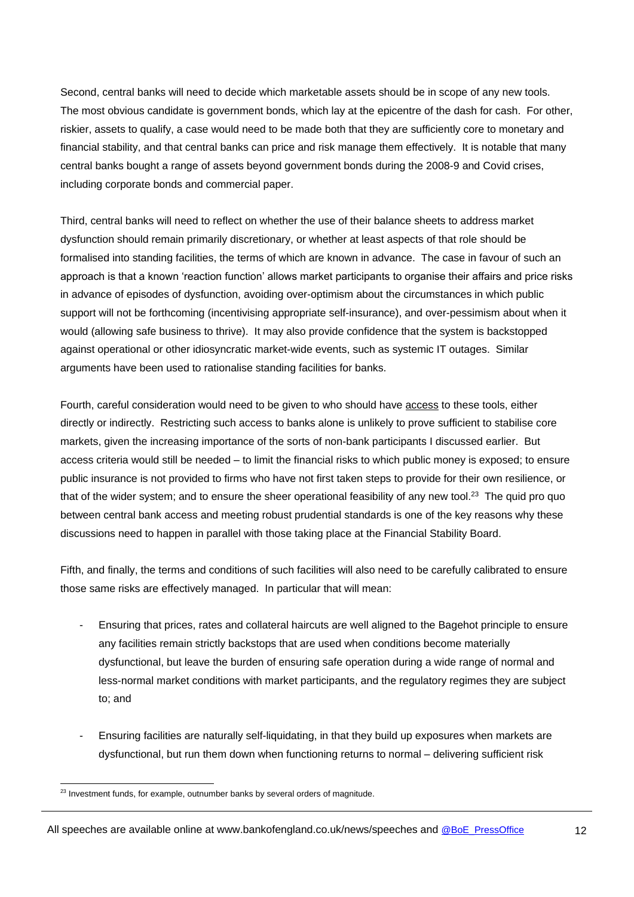Second, central banks will need to decide which marketable assets should be in scope of any new tools. The most obvious candidate is government bonds, which lay at the epicentre of the dash for cash. For other, riskier, assets to qualify, a case would need to be made both that they are sufficiently core to monetary and financial stability, and that central banks can price and risk manage them effectively. It is notable that many central banks bought a range of assets beyond government bonds during the 2008-9 and Covid crises, including corporate bonds and commercial paper.

Third, central banks will need to reflect on whether the use of their balance sheets to address market dysfunction should remain primarily discretionary, or whether at least aspects of that role should be formalised into standing facilities, the terms of which are known in advance. The case in favour of such an approach is that a known 'reaction function' allows market participants to organise their affairs and price risks in advance of episodes of dysfunction, avoiding over-optimism about the circumstances in which public support will not be forthcoming (incentivising appropriate self-insurance), and over-pessimism about when it would (allowing safe business to thrive). It may also provide confidence that the system is backstopped against operational or other idiosyncratic market-wide events, such as systemic IT outages. Similar arguments have been used to rationalise standing facilities for banks.

Fourth, careful consideration would need to be given to who should have <u>access</u> to these tools, either directly or indirectly. Restricting such access to banks alone is unlikely to prove sufficient to stabilise core markets, given the increasing importance of the sorts of non-bank participants I discussed earlier. But access criteria would still be needed – to limit the financial risks to which public money is exposed; to ensure public insurance is not provided to firms who have not first taken steps to provide for their own resilience, or that of the wider system; and to ensure the sheer operational feasibility of any new tool.[23] The quid pro quo between central bank access and meeting robust prudential standards is one of the key reasons why these discussions need to happen in parallel with those taking place at the Financial Stability Board.

Fifth, and finally, the terms and conditions of such facilities will also need to be carefully calibrated to ensure those same risks are effectively managed. In particular that will mean:

- Ensuring that prices, rates and collateral haircuts are well aligned to the Bagehot principle to ensure any facilities remain strictly backstops that are used when conditions become materially dysfunctional, but leave the burden of ensuring safe operation during a wide range of normal and less-normal market conditions with market participants, and the regulatory regimes they are subject to; and

- Ensuring facilities are naturally self-liquidating, in that they build up exposures when markets are dysfunctional, but run them down when functioning returns to normal – delivering sufficient risk

[23] Investment funds, for example, outnumber banks by several orders of magnitude.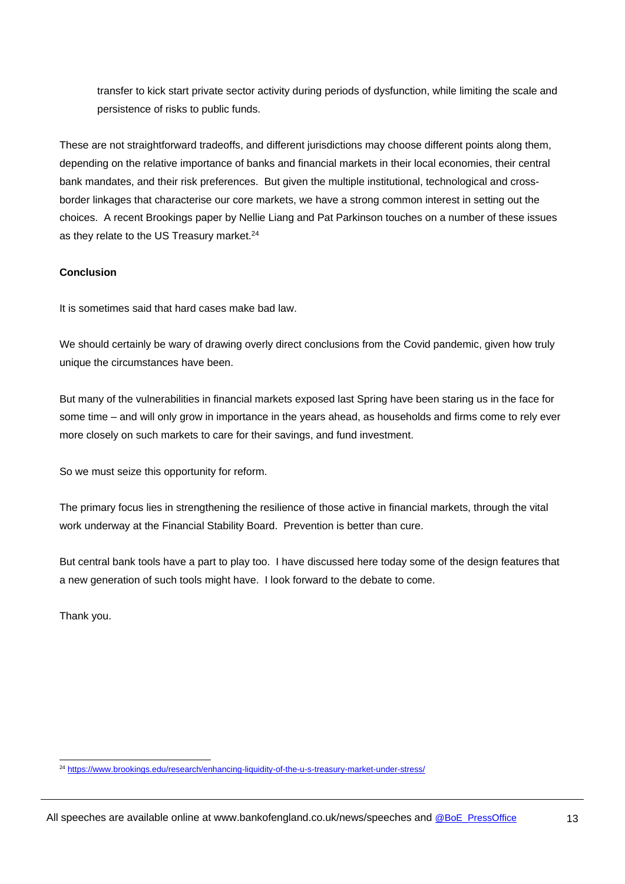transfer to kick start private sector activity during periods of dysfunction, while limiting the scale and persistence of risks to public funds.

These are not straightforward tradeoffs, and different jurisdictions may choose different points along them, depending on the relative importance of banks and financial markets in their local economies, their central bank mandates, and their risk preferences. But given the multiple institutional, technological and cross-border linkages that characterise our core markets, we have a strong common interest in setting out the choices. A recent Brookings paper by Nellie Liang and Pat Parkinson touches on a number of these issues as they relate to the US Treasury market.[24]

**Conclusion**

It is sometimes said that hard cases make bad law.

We should certainly be wary of drawing overly direct conclusions from the Covid pandemic, given how truly unique the circumstances have been.

But many of the vulnerabilities in financial markets exposed last Spring have been staring us in the face for some time – and will only grow in importance in the years ahead, as households and firms come to rely ever more closely on such markets to care for their savings, and fund investment.

So we must seize this opportunity for reform.

The primary focus lies in strengthening the resilience of those active in financial markets, through the vital work underway at the Financial Stability Board. Prevention is better than cure.

But central bank tools have a part to play too. I have discussed here today some of the design features that a new generation of such tools might have. I look forward to the debate to come.

Thank you.

[24] https://www.brookings.edu/research/enhancing-liquidity-of-the-u-s-treasury-market-under-stress/